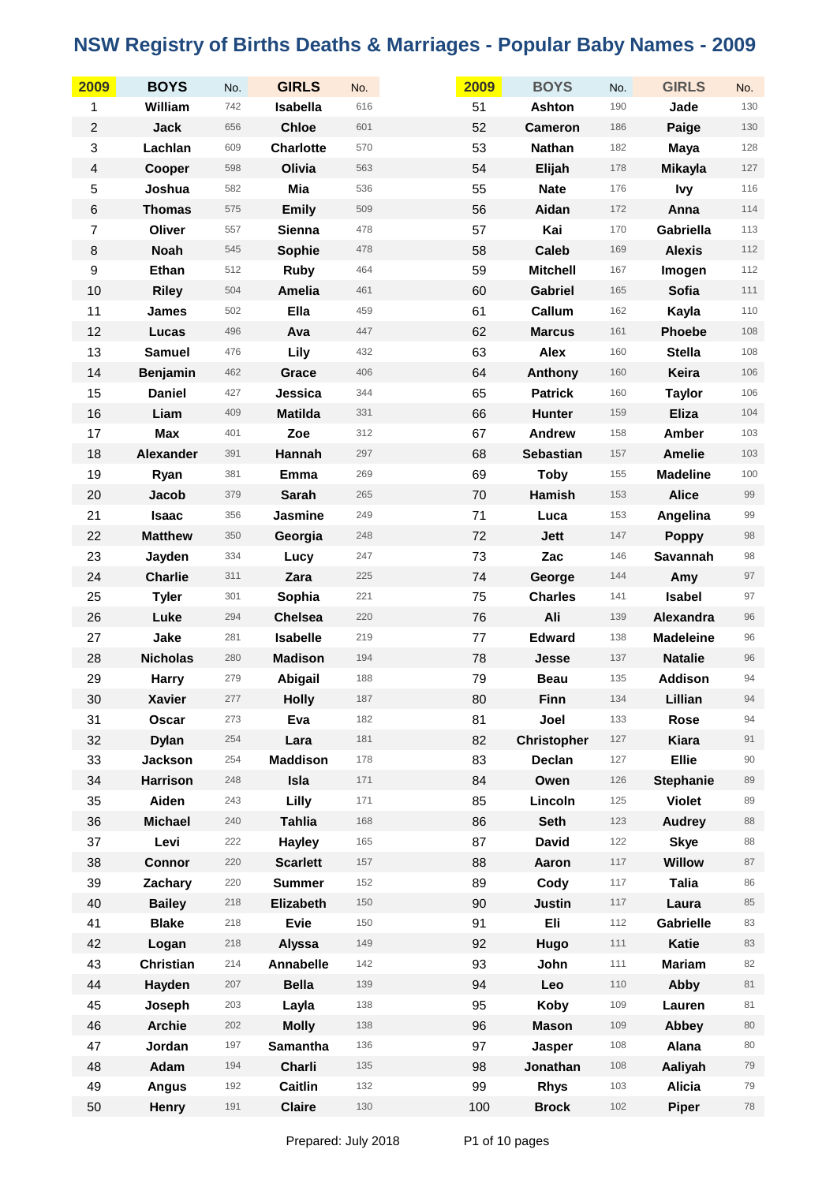# NSW Registry of Births Deaths & Marriages - Popular Baby Names - 2009

| 2009 | BOYS | No. | GIRLS | No. |
|---|---|---|---|---|
| 1 | William | 742 | Isabella | 616 |
| 2 | Jack | 656 | Chloe | 601 |
| 3 | Lachlan | 609 | Charlotte | 570 |
| 4 | Cooper | 598 | Olivia | 563 |
| 5 | Joshua | 582 | Mia | 536 |
| 6 | Thomas | 575 | Emily | 509 |
| 7 | Oliver | 557 | Sienna | 478 |
| 8 | Noah | 545 | Sophie | 478 |
| 9 | Ethan | 512 | Ruby | 464 |
| 10 | Riley | 504 | Amelia | 461 |
| 11 | James | 502 | Ella | 459 |
| 12 | Lucas | 496 | Ava | 447 |
| 13 | Samuel | 476 | Lily | 432 |
| 14 | Benjamin | 462 | Grace | 406 |
| 15 | Daniel | 427 | Jessica | 344 |
| 16 | Liam | 409 | Matilda | 331 |
| 17 | Max | 401 | Zoe | 312 |
| 18 | Alexander | 391 | Hannah | 297 |
| 19 | Ryan | 381 | Emma | 269 |
| 20 | Jacob | 379 | Sarah | 265 |
| 21 | Isaac | 356 | Jasmine | 249 |
| 22 | Matthew | 350 | Georgia | 248 |
| 23 | Jayden | 334 | Lucy | 247 |
| 24 | Charlie | 311 | Zara | 225 |
| 25 | Tyler | 301 | Sophia | 221 |
| 26 | Luke | 294 | Chelsea | 220 |
| 27 | Jake | 281 | Isabelle | 219 |
| 28 | Nicholas | 280 | Madison | 194 |
| 29 | Harry | 279 | Abigail | 188 |
| 30 | Xavier | 277 | Holly | 187 |
| 31 | Oscar | 273 | Eva | 182 |
| 32 | Dylan | 254 | Lara | 181 |
| 33 | Jackson | 254 | Maddison | 178 |
| 34 | Harrison | 248 | Isla | 171 |
| 35 | Aiden | 243 | Lilly | 171 |
| 36 | Michael | 240 | Tahlia | 168 |
| 37 | Levi | 222 | Hayley | 165 |
| 38 | Connor | 220 | Scarlett | 157 |
| 39 | Zachary | 220 | Summer | 152 |
| 40 | Bailey | 218 | Elizabeth | 150 |
| 41 | Blake | 218 | Evie | 150 |
| 42 | Logan | 218 | Alyssa | 149 |
| 43 | Christian | 214 | Annabelle | 142 |
| 44 | Hayden | 207 | Bella | 139 |
| 45 | Joseph | 203 | Layla | 138 |
| 46 | Archie | 202 | Molly | 138 |
| 47 | Jordan | 197 | Samantha | 136 |
| 48 | Adam | 194 | Charli | 135 |
| 49 | Angus | 192 | Caitlin | 132 |
| 50 | Henry | 191 | Claire | 130 |
| 51 | Ashton | 190 | Jade | 130 |
| 52 | Cameron | 186 | Paige | 130 |
| 53 | Nathan | 182 | Maya | 128 |
| 54 | Elijah | 178 | Mikayla | 127 |
| 55 | Nate | 176 | Ivy | 116 |
| 56 | Aidan | 172 | Anna | 114 |
| 57 | Kai | 170 | Gabriella | 113 |
| 58 | Caleb | 169 | Alexis | 112 |
| 59 | Mitchell | 167 | Imogen | 112 |
| 60 | Gabriel | 165 | Sofia | 111 |
| 61 | Callum | 162 | Kayla | 110 |
| 62 | Marcus | 161 | Phoebe | 108 |
| 63 | Alex | 160 | Stella | 108 |
| 64 | Anthony | 160 | Keira | 106 |
| 65 | Patrick | 160 | Taylor | 106 |
| 66 | Hunter | 159 | Eliza | 104 |
| 67 | Andrew | 158 | Amber | 103 |
| 68 | Sebastian | 157 | Amelie | 103 |
| 69 | Toby | 155 | Madeline | 100 |
| 70 | Hamish | 153 | Alice | 99 |
| 71 | Luca | 153 | Angelina | 99 |
| 72 | Jett | 147 | Poppy | 98 |
| 73 | Zac | 146 | Savannah | 98 |
| 74 | George | 144 | Amy | 97 |
| 75 | Charles | 141 | Isabel | 97 |
| 76 | Ali | 139 | Alexandra | 96 |
| 77 | Edward | 138 | Madeleine | 96 |
| 78 | Jesse | 137 | Natalie | 96 |
| 79 | Beau | 135 | Addison | 94 |
| 80 | Finn | 134 | Lillian | 94 |
| 81 | Joel | 133 | Rose | 94 |
| 82 | Christopher | 127 | Kiara | 91 |
| 83 | Declan | 127 | Ellie | 90 |
| 84 | Owen | 126 | Stephanie | 89 |
| 85 | Lincoln | 125 | Violet | 89 |
| 86 | Seth | 123 | Audrey | 88 |
| 87 | David | 122 | Skye | 88 |
| 88 | Aaron | 117 | Willow | 87 |
| 89 | Cody | 117 | Talia | 86 |
| 90 | Justin | 117 | Laura | 85 |
| 91 | Eli | 112 | Gabrielle | 83 |
| 92 | Hugo | 111 | Katie | 83 |
| 93 | John | 111 | Mariam | 82 |
| 94 | Leo | 110 | Abby | 81 |
| 95 | Koby | 109 | Lauren | 81 |
| 96 | Mason | 109 | Abbey | 80 |
| 97 | Jasper | 108 | Alana | 80 |
| 98 | Jonathan | 108 | Aaliyah | 79 |
| 99 | Rhys | 103 | Alicia | 79 |
| 100 | Brock | 102 | Piper | 78 |

Prepared: July 2018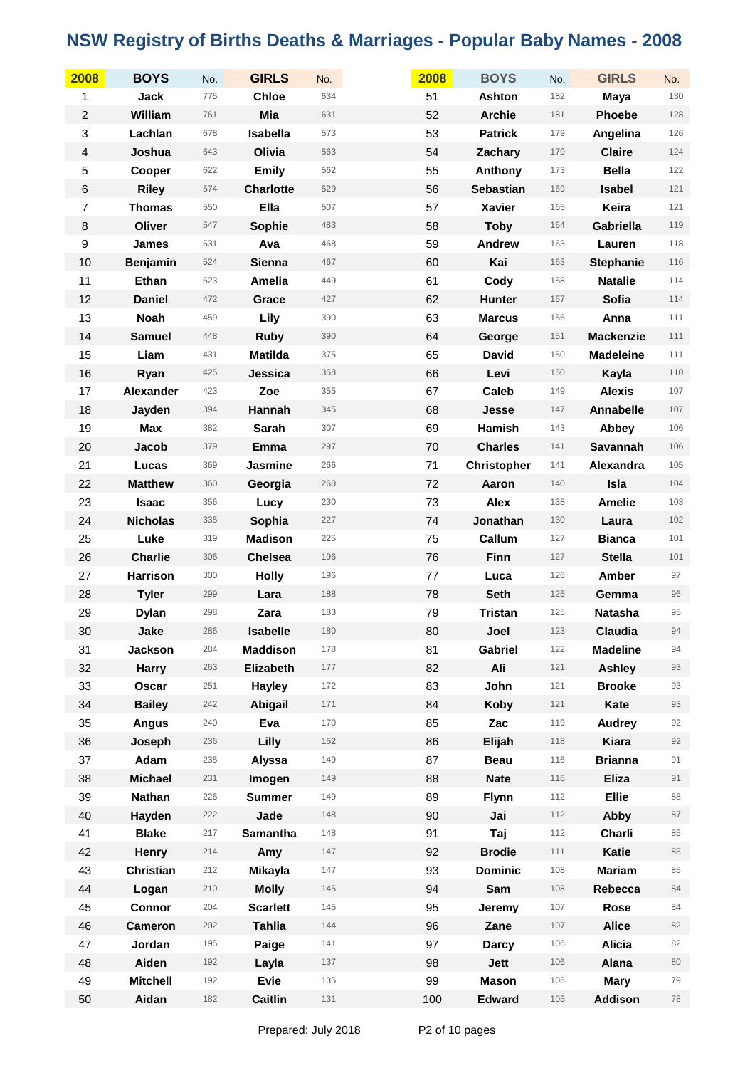# NSW Registry of Births Deaths & Marriages - Popular Baby Names - 2008

| 2008 | BOYS | No. | GIRLS | No. | 2008 | BOYS | No. | GIRLS | No. |
|---|---|---|---|---|---|---|---|---|---|
| 1 | Jack | 775 | Chloe | 634 | 51 | Ashton | 182 | Maya | 130 |
| 2 | William | 761 | Mia | 631 | 52 | Archie | 181 | Phoebe | 128 |
| 3 | Lachlan | 678 | Isabella | 573 | 53 | Patrick | 179 | Angelina | 126 |
| 4 | Joshua | 643 | Olivia | 563 | 54 | Zachary | 179 | Claire | 124 |
| 5 | Cooper | 622 | Emily | 562 | 55 | Anthony | 173 | Bella | 122 |
| 6 | Riley | 574 | Charlotte | 529 | 56 | Sebastian | 169 | Isabel | 121 |
| 7 | Thomas | 550 | Ella | 507 | 57 | Xavier | 165 | Keira | 121 |
| 8 | Oliver | 547 | Sophie | 483 | 58 | Toby | 164 | Gabriella | 119 |
| 9 | James | 531 | Ava | 468 | 59 | Andrew | 163 | Lauren | 118 |
| 10 | Benjamin | 524 | Sienna | 467 | 60 | Kai | 163 | Stephanie | 116 |
| 11 | Ethan | 523 | Amelia | 449 | 61 | Cody | 158 | Natalie | 114 |
| 12 | Daniel | 472 | Grace | 427 | 62 | Hunter | 157 | Sofia | 114 |
| 13 | Noah | 459 | Lily | 390 | 63 | Marcus | 156 | Anna | 111 |
| 14 | Samuel | 448 | Ruby | 390 | 64 | George | 151 | Mackenzie | 111 |
| 15 | Liam | 431 | Matilda | 375 | 65 | David | 150 | Madeleine | 111 |
| 16 | Ryan | 425 | Jessica | 358 | 66 | Levi | 150 | Kayla | 110 |
| 17 | Alexander | 423 | Zoe | 355 | 67 | Caleb | 149 | Alexis | 107 |
| 18 | Jayden | 394 | Hannah | 345 | 68 | Jesse | 147 | Annabelle | 107 |
| 19 | Max | 382 | Sarah | 307 | 69 | Hamish | 143 | Abbey | 106 |
| 20 | Jacob | 379 | Emma | 297 | 70 | Charles | 141 | Savannah | 106 |
| 21 | Lucas | 369 | Jasmine | 266 | 71 | Christopher | 141 | Alexandra | 105 |
| 22 | Matthew | 360 | Georgia | 260 | 72 | Aaron | 140 | Isla | 104 |
| 23 | Isaac | 356 | Lucy | 230 | 73 | Alex | 138 | Amelie | 103 |
| 24 | Nicholas | 335 | Sophia | 227 | 74 | Jonathan | 130 | Laura | 102 |
| 25 | Luke | 319 | Madison | 225 | 75 | Callum | 127 | Bianca | 101 |
| 26 | Charlie | 306 | Chelsea | 196 | 76 | Finn | 127 | Stella | 101 |
| 27 | Harrison | 300 | Holly | 196 | 77 | Luca | 126 | Amber | 97 |
| 28 | Tyler | 299 | Lara | 188 | 78 | Seth | 125 | Gemma | 96 |
| 29 | Dylan | 298 | Zara | 183 | 79 | Tristan | 125 | Natasha | 95 |
| 30 | Jake | 286 | Isabelle | 180 | 80 | Joel | 123 | Claudia | 94 |
| 31 | Jackson | 284 | Maddison | 178 | 81 | Gabriel | 122 | Madeline | 94 |
| 32 | Harry | 263 | Elizabeth | 177 | 82 | Ali | 121 | Ashley | 93 |
| 33 | Oscar | 251 | Hayley | 172 | 83 | John | 121 | Brooke | 93 |
| 34 | Bailey | 242 | Abigail | 171 | 84 | Koby | 121 | Kate | 93 |
| 35 | Angus | 240 | Eva | 170 | 85 | Zac | 119 | Audrey | 92 |
| 36 | Joseph | 236 | Lilly | 152 | 86 | Elijah | 118 | Kiara | 92 |
| 37 | Adam | 235 | Alyssa | 149 | 87 | Beau | 116 | Brianna | 91 |
| 38 | Michael | 231 | Imogen | 149 | 88 | Nate | 116 | Eliza | 91 |
| 39 | Nathan | 226 | Summer | 149 | 89 | Flynn | 112 | Ellie | 88 |
| 40 | Hayden | 222 | Jade | 148 | 90 | Jai | 112 | Abby | 87 |
| 41 | Blake | 217 | Samantha | 148 | 91 | Taj | 112 | Charli | 85 |
| 42 | Henry | 214 | Amy | 147 | 92 | Brodie | 111 | Katie | 85 |
| 43 | Christian | 212 | Mikayla | 147 | 93 | Dominic | 108 | Mariam | 85 |
| 44 | Logan | 210 | Molly | 145 | 94 | Sam | 108 | Rebecca | 84 |
| 45 | Connor | 204 | Scarlett | 145 | 95 | Jeremy | 107 | Rose | 84 |
| 46 | Cameron | 202 | Tahlia | 144 | 96 | Zane | 107 | Alice | 82 |
| 47 | Jordan | 195 | Paige | 141 | 97 | Darcy | 106 | Alicia | 82 |
| 48 | Aiden | 192 | Layla | 137 | 98 | Jett | 106 | Alana | 80 |
| 49 | Mitchell | 192 | Evie | 135 | 99 | Mason | 106 | Mary | 79 |
| 50 | Aidan | 182 | Caitlin | 131 | 100 | Edward | 105 | Addison | 78 |

Prepared: July 2018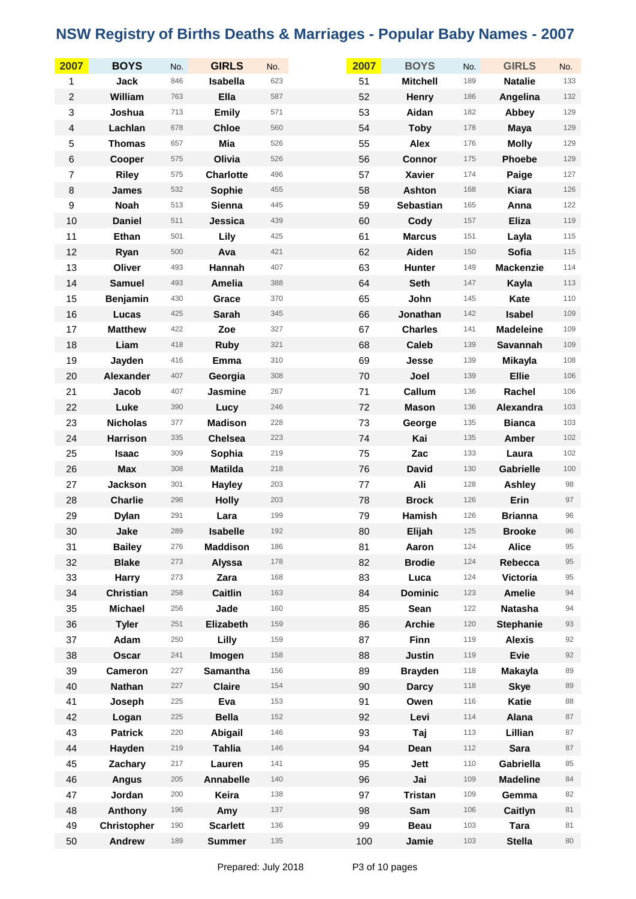# NSW Registry of Births Deaths & Marriages - Popular Baby Names - 2007

| 2007 | BOYS | No. | GIRLS | No. |
|---|---|---|---|---|
| 1 | Jack | 846 | Isabella | 623 |
| 2 | William | 763 | Ella | 587 |
| 3 | Joshua | 713 | Emily | 571 |
| 4 | Lachlan | 678 | Chloe | 560 |
| 5 | Thomas | 657 | Mia | 526 |
| 6 | Cooper | 575 | Olivia | 526 |
| 7 | Riley | 575 | Charlotte | 496 |
| 8 | James | 532 | Sophie | 455 |
| 9 | Noah | 513 | Sienna | 445 |
| 10 | Daniel | 511 | Jessica | 439 |
| 11 | Ethan | 501 | Lily | 425 |
| 12 | Ryan | 500 | Ava | 421 |
| 13 | Oliver | 493 | Hannah | 407 |
| 14 | Samuel | 493 | Amelia | 388 |
| 15 | Benjamin | 430 | Grace | 370 |
| 16 | Lucas | 425 | Sarah | 345 |
| 17 | Matthew | 422 | Zoe | 327 |
| 18 | Liam | 418 | Ruby | 321 |
| 19 | Jayden | 416 | Emma | 310 |
| 20 | Alexander | 407 | Georgia | 308 |
| 21 | Jacob | 407 | Jasmine | 267 |
| 22 | Luke | 390 | Lucy | 246 |
| 23 | Nicholas | 377 | Madison | 228 |
| 24 | Harrison | 335 | Chelsea | 223 |
| 25 | Isaac | 309 | Sophia | 219 |
| 26 | Max | 308 | Matilda | 218 |
| 27 | Jackson | 301 | Hayley | 203 |
| 28 | Charlie | 298 | Holly | 203 |
| 29 | Dylan | 291 | Lara | 199 |
| 30 | Jake | 289 | Isabelle | 192 |
| 31 | Bailey | 276 | Maddison | 186 |
| 32 | Blake | 273 | Alyssa | 178 |
| 33 | Harry | 273 | Zara | 168 |
| 34 | Christian | 258 | Caitlin | 163 |
| 35 | Michael | 256 | Jade | 160 |
| 36 | Tyler | 251 | Elizabeth | 159 |
| 37 | Adam | 250 | Lilly | 159 |
| 38 | Oscar | 241 | Imogen | 158 |
| 39 | Cameron | 227 | Samantha | 156 |
| 40 | Nathan | 227 | Claire | 154 |
| 41 | Joseph | 225 | Eva | 153 |
| 42 | Logan | 225 | Bella | 152 |
| 43 | Patrick | 220 | Abigail | 146 |
| 44 | Hayden | 219 | Tahlia | 146 |
| 45 | Zachary | 217 | Lauren | 141 |
| 46 | Angus | 205 | Annabelle | 140 |
| 47 | Jordan | 200 | Keira | 138 |
| 48 | Anthony | 196 | Amy | 137 |
| 49 | Christopher | 190 | Scarlett | 136 |
| 50 | Andrew | 189 | Summer | 135 |
| 51 | Mitchell | 189 | Natalie | 133 |
| 52 | Henry | 186 | Angelina | 132 |
| 53 | Aidan | 182 | Abbey | 129 |
| 54 | Toby | 178 | Maya | 129 |
| 55 | Alex | 176 | Molly | 129 |
| 56 | Connor | 175 | Phoebe | 129 |
| 57 | Xavier | 174 | Paige | 127 |
| 58 | Ashton | 168 | Kiara | 126 |
| 59 | Sebastian | 165 | Anna | 122 |
| 60 | Cody | 157 | Eliza | 119 |
| 61 | Marcus | 151 | Layla | 115 |
| 62 | Aiden | 150 | Sofia | 115 |
| 63 | Hunter | 149 | Mackenzie | 114 |
| 64 | Seth | 147 | Kayla | 113 |
| 65 | John | 145 | Kate | 110 |
| 66 | Jonathan | 142 | Isabel | 109 |
| 67 | Charles | 141 | Madeleine | 109 |
| 68 | Caleb | 139 | Savannah | 109 |
| 69 | Jesse | 139 | Mikayla | 108 |
| 70 | Joel | 139 | Ellie | 106 |
| 71 | Callum | 136 | Rachel | 106 |
| 72 | Mason | 136 | Alexandra | 103 |
| 73 | George | 135 | Bianca | 103 |
| 74 | Kai | 135 | Amber | 102 |
| 75 | Zac | 133 | Laura | 102 |
| 76 | David | 130 | Gabrielle | 100 |
| 77 | Ali | 128 | Ashley | 98 |
| 78 | Brock | 126 | Erin | 97 |
| 79 | Hamish | 126 | Brianna | 96 |
| 80 | Elijah | 125 | Brooke | 96 |
| 81 | Aaron | 124 | Alice | 95 |
| 82 | Brodie | 124 | Rebecca | 95 |
| 83 | Luca | 124 | Victoria | 95 |
| 84 | Dominic | 123 | Amelie | 94 |
| 85 | Sean | 122 | Natasha | 94 |
| 86 | Archie | 120 | Stephanie | 93 |
| 87 | Finn | 119 | Alexis | 92 |
| 88 | Justin | 119 | Evie | 92 |
| 89 | Brayden | 118 | Makayla | 89 |
| 90 | Darcy | 118 | Skye | 89 |
| 91 | Owen | 116 | Katie | 88 |
| 92 | Levi | 114 | Alana | 87 |
| 93 | Taj | 113 | Lillian | 87 |
| 94 | Dean | 112 | Sara | 87 |
| 95 | Jett | 110 | Gabriella | 85 |
| 96 | Jai | 109 | Madeline | 84 |
| 97 | Tristan | 109 | Gemma | 82 |
| 98 | Sam | 106 | Caitlyn | 81 |
| 99 | Beau | 103 | Tara | 81 |
| 100 | Jamie | 103 | Stella | 80 |

Prepared: July 2018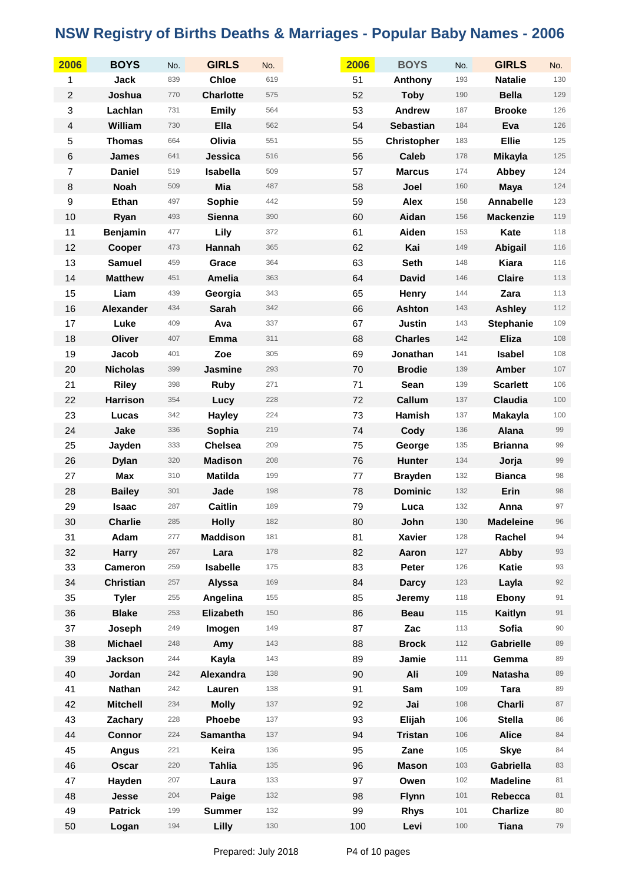# NSW Registry of Births Deaths & Marriages - Popular Baby Names - 2006

| 2006 | BOYS | No. | GIRLS | No. | 2006 | BOYS | No. | GIRLS | No. |
|---|---|---|---|---|---|---|---|---|---|
| 1 | Jack | 839 | Chloe | 619 | 51 | Anthony | 193 | Natalie | 130 |
| 2 | Joshua | 770 | Charlotte | 575 | 52 | Toby | 190 | Bella | 129 |
| 3 | Lachlan | 731 | Emily | 564 | 53 | Andrew | 187 | Brooke | 126 |
| 4 | William | 730 | Ella | 562 | 54 | Sebastian | 184 | Eva | 126 |
| 5 | Thomas | 664 | Olivia | 551 | 55 | Christopher | 183 | Ellie | 125 |
| 6 | James | 641 | Jessica | 516 | 56 | Caleb | 178 | Mikayla | 125 |
| 7 | Daniel | 519 | Isabella | 509 | 57 | Marcus | 174 | Abbey | 124 |
| 8 | Noah | 509 | Mia | 487 | 58 | Joel | 160 | Maya | 124 |
| 9 | Ethan | 497 | Sophie | 442 | 59 | Alex | 158 | Annabelle | 123 |
| 10 | Ryan | 493 | Sienna | 390 | 60 | Aidan | 156 | Mackenzie | 119 |
| 11 | Benjamin | 477 | Lily | 372 | 61 | Aiden | 153 | Kate | 118 |
| 12 | Cooper | 473 | Hannah | 365 | 62 | Kai | 149 | Abigail | 116 |
| 13 | Samuel | 459 | Grace | 364 | 63 | Seth | 148 | Kiara | 116 |
| 14 | Matthew | 451 | Amelia | 363 | 64 | David | 146 | Claire | 113 |
| 15 | Liam | 439 | Georgia | 343 | 65 | Henry | 144 | Zara | 113 |
| 16 | Alexander | 434 | Sarah | 342 | 66 | Ashton | 143 | Ashley | 112 |
| 17 | Luke | 409 | Ava | 337 | 67 | Justin | 143 | Stephanie | 109 |
| 18 | Oliver | 407 | Emma | 311 | 68 | Charles | 142 | Eliza | 108 |
| 19 | Jacob | 401 | Zoe | 305 | 69 | Jonathan | 141 | Isabel | 108 |
| 20 | Nicholas | 399 | Jasmine | 293 | 70 | Brodie | 139 | Amber | 107 |
| 21 | Riley | 398 | Ruby | 271 | 71 | Sean | 139 | Scarlett | 106 |
| 22 | Harrison | 354 | Lucy | 228 | 72 | Callum | 137 | Claudia | 100 |
| 23 | Lucas | 342 | Hayley | 224 | 73 | Hamish | 137 | Makayla | 100 |
| 24 | Jake | 336 | Sophia | 219 | 74 | Cody | 136 | Alana | 99 |
| 25 | Jayden | 333 | Chelsea | 209 | 75 | George | 135 | Brianna | 99 |
| 26 | Dylan | 320 | Madison | 208 | 76 | Hunter | 134 | Jorja | 99 |
| 27 | Max | 310 | Matilda | 199 | 77 | Brayden | 132 | Bianca | 98 |
| 28 | Bailey | 301 | Jade | 198 | 78 | Dominic | 132 | Erin | 98 |
| 29 | Isaac | 287 | Caitlin | 189 | 79 | Luca | 132 | Anna | 97 |
| 30 | Charlie | 285 | Holly | 182 | 80 | John | 130 | Madeleine | 96 |
| 31 | Adam | 277 | Maddison | 181 | 81 | Xavier | 128 | Rachel | 94 |
| 32 | Harry | 267 | Lara | 178 | 82 | Aaron | 127 | Abby | 93 |
| 33 | Cameron | 259 | Isabelle | 175 | 83 | Peter | 126 | Katie | 93 |
| 34 | Christian | 257 | Alyssa | 169 | 84 | Darcy | 123 | Layla | 92 |
| 35 | Tyler | 255 | Angelina | 155 | 85 | Jeremy | 118 | Ebony | 91 |
| 36 | Blake | 253 | Elizabeth | 150 | 86 | Beau | 115 | Kaitlyn | 91 |
| 37 | Joseph | 249 | Imogen | 149 | 87 | Zac | 113 | Sofia | 90 |
| 38 | Michael | 248 | Amy | 143 | 88 | Brock | 112 | Gabrielle | 89 |
| 39 | Jackson | 244 | Kayla | 143 | 89 | Jamie | 111 | Gemma | 89 |
| 40 | Jordan | 242 | Alexandra | 138 | 90 | Ali | 109 | Natasha | 89 |
| 41 | Nathan | 242 | Lauren | 138 | 91 | Sam | 109 | Tara | 89 |
| 42 | Mitchell | 234 | Molly | 137 | 92 | Jai | 108 | Charli | 87 |
| 43 | Zachary | 228 | Phoebe | 137 | 93 | Elijah | 106 | Stella | 86 |
| 44 | Connor | 224 | Samantha | 137 | 94 | Tristan | 106 | Alice | 84 |
| 45 | Angus | 221 | Keira | 136 | 95 | Zane | 105 | Skye | 84 |
| 46 | Oscar | 220 | Tahlia | 135 | 96 | Mason | 103 | Gabriella | 83 |
| 47 | Hayden | 207 | Laura | 133 | 97 | Owen | 102 | Madeline | 81 |
| 48 | Jesse | 204 | Paige | 132 | 98 | Flynn | 101 | Rebecca | 81 |
| 49 | Patrick | 199 | Summer | 132 | 99 | Rhys | 101 | Charlize | 80 |
| 50 | Logan | 194 | Lilly | 130 | 100 | Levi | 100 | Tiana | 79 |

Prepared: July 2018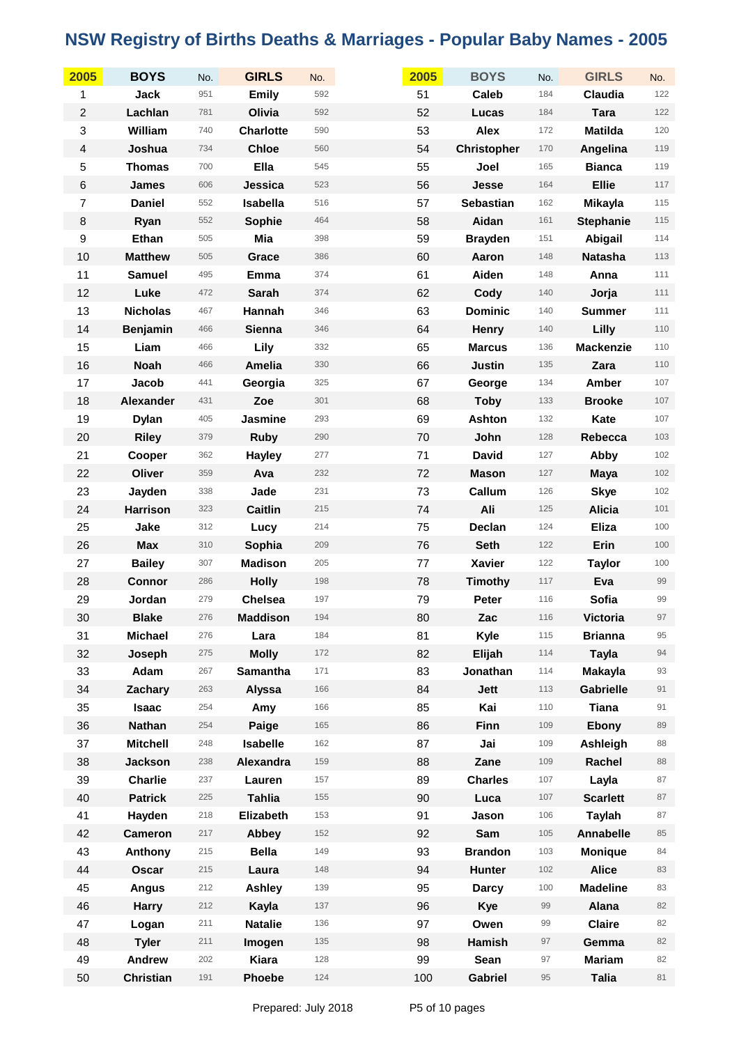# NSW Registry of Births Deaths & Marriages - Popular Baby Names - 2005

| 2005 | BOYS | No. | GIRLS | No. |
|---|---|---|---|---|
| 1 | Jack | 951 | Emily | 592 |
| 2 | Lachlan | 781 | Olivia | 592 |
| 3 | William | 740 | Charlotte | 590 |
| 4 | Joshua | 734 | Chloe | 560 |
| 5 | Thomas | 700 | Ella | 545 |
| 6 | James | 606 | Jessica | 523 |
| 7 | Daniel | 552 | Isabella | 516 |
| 8 | Ryan | 552 | Sophie | 464 |
| 9 | Ethan | 505 | Mia | 398 |
| 10 | Matthew | 505 | Grace | 386 |
| 11 | Samuel | 495 | Emma | 374 |
| 12 | Luke | 472 | Sarah | 374 |
| 13 | Nicholas | 467 | Hannah | 346 |
| 14 | Benjamin | 466 | Sienna | 346 |
| 15 | Liam | 466 | Lily | 332 |
| 16 | Noah | 466 | Amelia | 330 |
| 17 | Jacob | 441 | Georgia | 325 |
| 18 | Alexander | 431 | Zoe | 301 |
| 19 | Dylan | 405 | Jasmine | 293 |
| 20 | Riley | 379 | Ruby | 290 |
| 21 | Cooper | 362 | Hayley | 277 |
| 22 | Oliver | 359 | Ava | 232 |
| 23 | Jayden | 338 | Jade | 231 |
| 24 | Harrison | 323 | Caitlin | 215 |
| 25 | Jake | 312 | Lucy | 214 |
| 26 | Max | 310 | Sophia | 209 |
| 27 | Bailey | 307 | Madison | 205 |
| 28 | Connor | 286 | Holly | 198 |
| 29 | Jordan | 279 | Chelsea | 197 |
| 30 | Blake | 276 | Maddison | 194 |
| 31 | Michael | 276 | Lara | 184 |
| 32 | Joseph | 275 | Molly | 172 |
| 33 | Adam | 267 | Samantha | 171 |
| 34 | Zachary | 263 | Alyssa | 166 |
| 35 | Isaac | 254 | Amy | 166 |
| 36 | Nathan | 254 | Paige | 165 |
| 37 | Mitchell | 248 | Isabelle | 162 |
| 38 | Jackson | 238 | Alexandra | 159 |
| 39 | Charlie | 237 | Lauren | 157 |
| 40 | Patrick | 225 | Tahlia | 155 |
| 41 | Hayden | 218 | Elizabeth | 153 |
| 42 | Cameron | 217 | Abbey | 152 |
| 43 | Anthony | 215 | Bella | 149 |
| 44 | Oscar | 215 | Laura | 148 |
| 45 | Angus | 212 | Ashley | 139 |
| 46 | Harry | 212 | Kayla | 137 |
| 47 | Logan | 211 | Natalie | 136 |
| 48 | Tyler | 211 | Imogen | 135 |
| 49 | Andrew | 202 | Kiara | 128 |
| 50 | Christian | 191 | Phoebe | 124 |
| 51 | Caleb | 184 | Claudia | 122 |
| 52 | Lucas | 184 | Tara | 122 |
| 53 | Alex | 172 | Matilda | 120 |
| 54 | Christopher | 170 | Angelina | 119 |
| 55 | Joel | 165 | Bianca | 119 |
| 56 | Jesse | 164 | Ellie | 117 |
| 57 | Sebastian | 162 | Mikayla | 115 |
| 58 | Aidan | 161 | Stephanie | 115 |
| 59 | Brayden | 151 | Abigail | 114 |
| 60 | Aaron | 148 | Natasha | 113 |
| 61 | Aiden | 148 | Anna | 111 |
| 62 | Cody | 140 | Jorja | 111 |
| 63 | Dominic | 140 | Summer | 111 |
| 64 | Henry | 140 | Lilly | 110 |
| 65 | Marcus | 136 | Mackenzie | 110 |
| 66 | Justin | 135 | Zara | 110 |
| 67 | George | 134 | Amber | 107 |
| 68 | Toby | 133 | Brooke | 107 |
| 69 | Ashton | 132 | Kate | 107 |
| 70 | John | 128 | Rebecca | 103 |
| 71 | David | 127 | Abby | 102 |
| 72 | Mason | 127 | Maya | 102 |
| 73 | Callum | 126 | Skye | 102 |
| 74 | Ali | 125 | Alicia | 101 |
| 75 | Declan | 124 | Eliza | 100 |
| 76 | Seth | 122 | Erin | 100 |
| 77 | Xavier | 122 | Taylor | 100 |
| 78 | Timothy | 117 | Eva | 99 |
| 79 | Peter | 116 | Sofia | 99 |
| 80 | Zac | 116 | Victoria | 97 |
| 81 | Kyle | 115 | Brianna | 95 |
| 82 | Elijah | 114 | Tayla | 94 |
| 83 | Jonathan | 114 | Makayla | 93 |
| 84 | Jett | 113 | Gabrielle | 91 |
| 85 | Kai | 110 | Tiana | 91 |
| 86 | Finn | 109 | Ebony | 89 |
| 87 | Jai | 109 | Ashleigh | 88 |
| 88 | Zane | 109 | Rachel | 88 |
| 89 | Charles | 107 | Layla | 87 |
| 90 | Luca | 107 | Scarlett | 87 |
| 91 | Jason | 106 | Taylah | 87 |
| 92 | Sam | 105 | Annabelle | 85 |
| 93 | Brandon | 103 | Monique | 84 |
| 94 | Hunter | 102 | Alice | 83 |
| 95 | Darcy | 100 | Madeline | 83 |
| 96 | Kye | 99 | Alana | 82 |
| 97 | Owen | 99 | Claire | 82 |
| 98 | Hamish | 97 | Gemma | 82 |
| 99 | Sean | 97 | Mariam | 82 |
| 100 | Gabriel | 95 | Talia | 81 |

Prepared: July 2018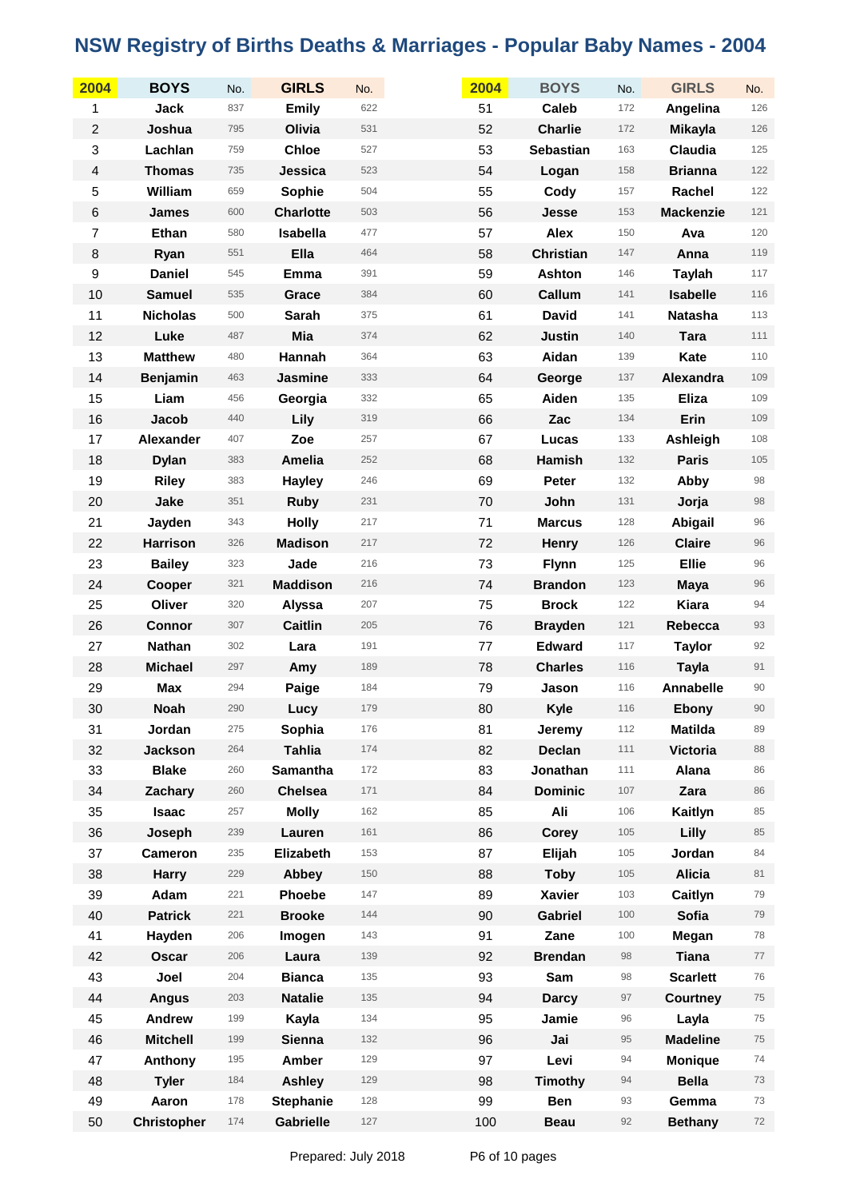# NSW Registry of Births Deaths & Marriages - Popular Baby Names - 2004

| 2004 | BOYS | No. | GIRLS | No. |
|---|---|---|---|---|
| 1 | Jack | 837 | Emily | 622 |
| 2 | Joshua | 795 | Olivia | 531 |
| 3 | Lachlan | 759 | Chloe | 527 |
| 4 | Thomas | 735 | Jessica | 523 |
| 5 | William | 659 | Sophie | 504 |
| 6 | James | 600 | Charlotte | 503 |
| 7 | Ethan | 580 | Isabella | 477 |
| 8 | Ryan | 551 | Ella | 464 |
| 9 | Daniel | 545 | Emma | 391 |
| 10 | Samuel | 535 | Grace | 384 |
| 11 | Nicholas | 500 | Sarah | 375 |
| 12 | Luke | 487 | Mia | 374 |
| 13 | Matthew | 480 | Hannah | 364 |
| 14 | Benjamin | 463 | Jasmine | 333 |
| 15 | Liam | 456 | Georgia | 332 |
| 16 | Jacob | 440 | Lily | 319 |
| 17 | Alexander | 407 | Zoe | 257 |
| 18 | Dylan | 383 | Amelia | 252 |
| 19 | Riley | 383 | Hayley | 246 |
| 20 | Jake | 351 | Ruby | 231 |
| 21 | Jayden | 343 | Holly | 217 |
| 22 | Harrison | 326 | Madison | 217 |
| 23 | Bailey | 323 | Jade | 216 |
| 24 | Cooper | 321 | Maddison | 216 |
| 25 | Oliver | 320 | Alyssa | 207 |
| 26 | Connor | 307 | Caitlin | 205 |
| 27 | Nathan | 302 | Lara | 191 |
| 28 | Michael | 297 | Amy | 189 |
| 29 | Max | 294 | Paige | 184 |
| 30 | Noah | 290 | Lucy | 179 |
| 31 | Jordan | 275 | Sophia | 176 |
| 32 | Jackson | 264 | Tahlia | 174 |
| 33 | Blake | 260 | Samantha | 172 |
| 34 | Zachary | 260 | Chelsea | 171 |
| 35 | Isaac | 257 | Molly | 162 |
| 36 | Joseph | 239 | Lauren | 161 |
| 37 | Cameron | 235 | Elizabeth | 153 |
| 38 | Harry | 229 | Abbey | 150 |
| 39 | Adam | 221 | Phoebe | 147 |
| 40 | Patrick | 221 | Brooke | 144 |
| 41 | Hayden | 206 | Imogen | 143 |
| 42 | Oscar | 206 | Laura | 139 |
| 43 | Joel | 204 | Bianca | 135 |
| 44 | Angus | 203 | Natalie | 135 |
| 45 | Andrew | 199 | Kayla | 134 |
| 46 | Mitchell | 199 | Sienna | 132 |
| 47 | Anthony | 195 | Amber | 129 |
| 48 | Tyler | 184 | Ashley | 129 |
| 49 | Aaron | 178 | Stephanie | 128 |
| 50 | Christopher | 174 | Gabrielle | 127 |
| 51 | Caleb | 172 | Angelina | 126 |
| 52 | Charlie | 172 | Mikayla | 126 |
| 53 | Sebastian | 163 | Claudia | 125 |
| 54 | Logan | 158 | Brianna | 122 |
| 55 | Cody | 157 | Rachel | 122 |
| 56 | Jesse | 153 | Mackenzie | 121 |
| 57 | Alex | 150 | Ava | 120 |
| 58 | Christian | 147 | Anna | 119 |
| 59 | Ashton | 146 | Taylah | 117 |
| 60 | Callum | 141 | Isabelle | 116 |
| 61 | David | 141 | Natasha | 113 |
| 62 | Justin | 140 | Tara | 111 |
| 63 | Aidan | 139 | Kate | 110 |
| 64 | George | 137 | Alexandra | 109 |
| 65 | Aiden | 135 | Eliza | 109 |
| 66 | Zac | 134 | Erin | 109 |
| 67 | Lucas | 133 | Ashleigh | 108 |
| 68 | Hamish | 132 | Paris | 105 |
| 69 | Peter | 132 | Abby | 98 |
| 70 | John | 131 | Jorja | 98 |
| 71 | Marcus | 128 | Abigail | 96 |
| 72 | Henry | 126 | Claire | 96 |
| 73 | Flynn | 125 | Ellie | 96 |
| 74 | Brandon | 123 | Maya | 96 |
| 75 | Brock | 122 | Kiara | 94 |
| 76 | Brayden | 121 | Rebecca | 93 |
| 77 | Edward | 117 | Taylor | 92 |
| 78 | Charles | 116 | Tayla | 91 |
| 79 | Jason | 116 | Annabelle | 90 |
| 80 | Kyle | 116 | Ebony | 90 |
| 81 | Jeremy | 112 | Matilda | 89 |
| 82 | Declan | 111 | Victoria | 88 |
| 83 | Jonathan | 111 | Alana | 86 |
| 84 | Dominic | 107 | Zara | 86 |
| 85 | Ali | 106 | Kaitlyn | 85 |
| 86 | Corey | 105 | Lilly | 85 |
| 87 | Elijah | 105 | Jordan | 84 |
| 88 | Toby | 105 | Alicia | 81 |
| 89 | Xavier | 103 | Caitlyn | 79 |
| 90 | Gabriel | 100 | Sofia | 79 |
| 91 | Zane | 100 | Megan | 78 |
| 92 | Brendan | 98 | Tiana | 77 |
| 93 | Sam | 98 | Scarlett | 76 |
| 94 | Darcy | 97 | Courtney | 75 |
| 95 | Jamie | 96 | Layla | 75 |
| 96 | Jai | 95 | Madeline | 75 |
| 97 | Levi | 94 | Monique | 74 |
| 98 | Timothy | 94 | Bella | 73 |
| 99 | Ben | 93 | Gemma | 73 |
| 100 | Beau | 92 | Bethany | 72 |

Prepared: July 2018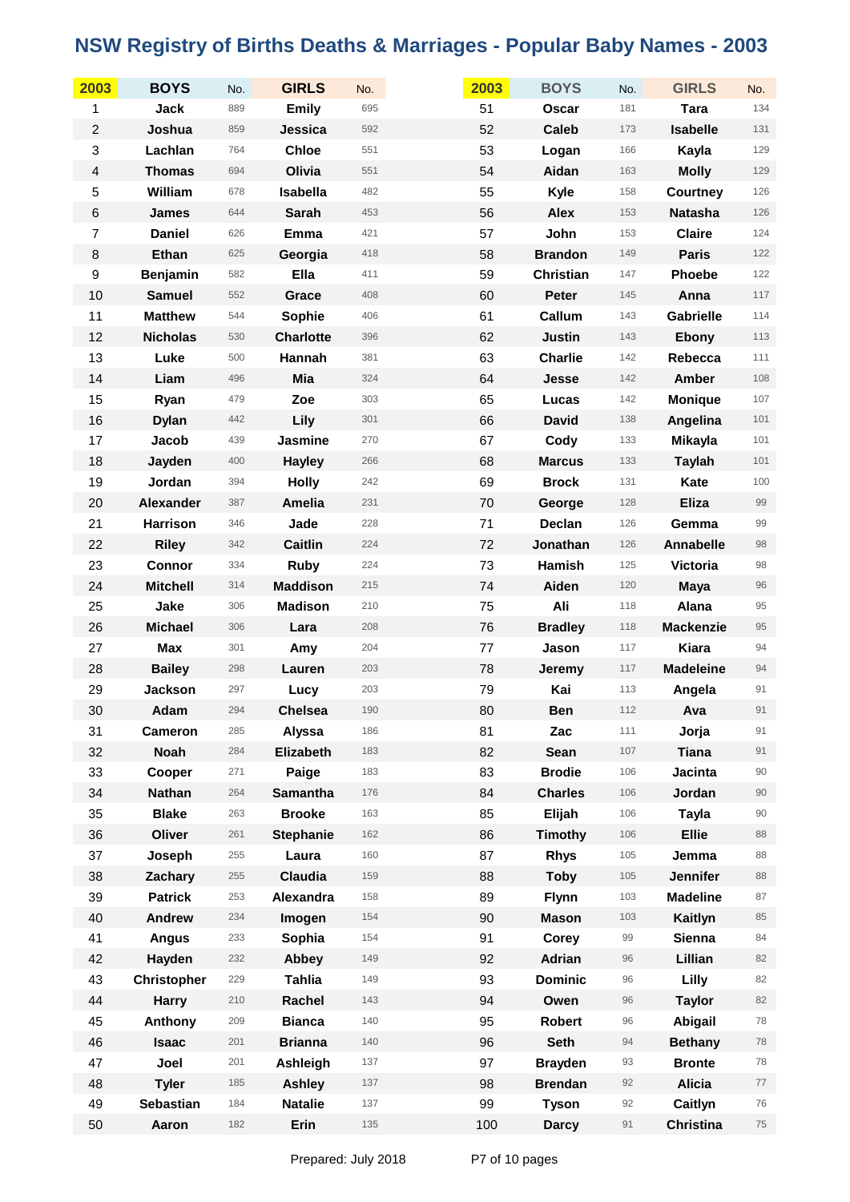# NSW Registry of Births Deaths & Marriages - Popular Baby Names - 2003

| 2003 | BOYS | No. | GIRLS | No. |
|---|---|---|---|---|
| 1 | Jack | 889 | Emily | 695 |
| 2 | Joshua | 859 | Jessica | 592 |
| 3 | Lachlan | 764 | Chloe | 551 |
| 4 | Thomas | 694 | Olivia | 551 |
| 5 | William | 678 | Isabella | 482 |
| 6 | James | 644 | Sarah | 453 |
| 7 | Daniel | 626 | Emma | 421 |
| 8 | Ethan | 625 | Georgia | 418 |
| 9 | Benjamin | 582 | Ella | 411 |
| 10 | Samuel | 552 | Grace | 408 |
| 11 | Matthew | 544 | Sophie | 406 |
| 12 | Nicholas | 530 | Charlotte | 396 |
| 13 | Luke | 500 | Hannah | 381 |
| 14 | Liam | 496 | Mia | 324 |
| 15 | Ryan | 479 | Zoe | 303 |
| 16 | Dylan | 442 | Lily | 301 |
| 17 | Jacob | 439 | Jasmine | 270 |
| 18 | Jayden | 400 | Hayley | 266 |
| 19 | Jordan | 394 | Holly | 242 |
| 20 | Alexander | 387 | Amelia | 231 |
| 21 | Harrison | 346 | Jade | 228 |
| 22 | Riley | 342 | Caitlin | 224 |
| 23 | Connor | 334 | Ruby | 224 |
| 24 | Mitchell | 314 | Maddison | 215 |
| 25 | Jake | 306 | Madison | 210 |
| 26 | Michael | 306 | Lara | 208 |
| 27 | Max | 301 | Amy | 204 |
| 28 | Bailey | 298 | Lauren | 203 |
| 29 | Jackson | 297 | Lucy | 203 |
| 30 | Adam | 294 | Chelsea | 190 |
| 31 | Cameron | 285 | Alyssa | 186 |
| 32 | Noah | 284 | Elizabeth | 183 |
| 33 | Cooper | 271 | Paige | 183 |
| 34 | Nathan | 264 | Samantha | 176 |
| 35 | Blake | 263 | Brooke | 163 |
| 36 | Oliver | 261 | Stephanie | 162 |
| 37 | Joseph | 255 | Laura | 160 |
| 38 | Zachary | 255 | Claudia | 159 |
| 39 | Patrick | 253 | Alexandra | 158 |
| 40 | Andrew | 234 | Imogen | 154 |
| 41 | Angus | 233 | Sophia | 154 |
| 42 | Hayden | 232 | Abbey | 149 |
| 43 | Christopher | 229 | Tahlia | 149 |
| 44 | Harry | 210 | Rachel | 143 |
| 45 | Anthony | 209 | Bianca | 140 |
| 46 | Isaac | 201 | Brianna | 140 |
| 47 | Joel | 201 | Ashleigh | 137 |
| 48 | Tyler | 185 | Ashley | 137 |
| 49 | Sebastian | 184 | Natalie | 137 |
| 50 | Aaron | 182 | Erin | 135 |
| 51 | Oscar | 181 | Tara | 134 |
| 52 | Caleb | 173 | Isabelle | 131 |
| 53 | Logan | 166 | Kayla | 129 |
| 54 | Aidan | 163 | Molly | 129 |
| 55 | Kyle | 158 | Courtney | 126 |
| 56 | Alex | 153 | Natasha | 126 |
| 57 | John | 153 | Claire | 124 |
| 58 | Brandon | 149 | Paris | 122 |
| 59 | Christian | 147 | Phoebe | 122 |
| 60 | Peter | 145 | Anna | 117 |
| 61 | Callum | 143 | Gabrielle | 114 |
| 62 | Justin | 143 | Ebony | 113 |
| 63 | Charlie | 142 | Rebecca | 111 |
| 64 | Jesse | 142 | Amber | 108 |
| 65 | Lucas | 142 | Monique | 107 |
| 66 | David | 138 | Angelina | 101 |
| 67 | Cody | 133 | Mikayla | 101 |
| 68 | Marcus | 133 | Taylah | 101 |
| 69 | Brock | 131 | Kate | 100 |
| 70 | George | 128 | Eliza | 99 |
| 71 | Declan | 126 | Gemma | 99 |
| 72 | Jonathan | 126 | Annabelle | 98 |
| 73 | Hamish | 125 | Victoria | 98 |
| 74 | Aiden | 120 | Maya | 96 |
| 75 | Ali | 118 | Alana | 95 |
| 76 | Bradley | 118 | Mackenzie | 95 |
| 77 | Jason | 117 | Kiara | 94 |
| 78 | Jeremy | 117 | Madeleine | 94 |
| 79 | Kai | 113 | Angela | 91 |
| 80 | Ben | 112 | Ava | 91 |
| 81 | Zac | 111 | Jorja | 91 |
| 82 | Sean | 107 | Tiana | 91 |
| 83 | Brodie | 106 | Jacinta | 90 |
| 84 | Charles | 106 | Jordan | 90 |
| 85 | Elijah | 106 | Tayla | 90 |
| 86 | Timothy | 106 | Ellie | 88 |
| 87 | Rhys | 105 | Jemma | 88 |
| 88 | Toby | 105 | Jennifer | 88 |
| 89 | Flynn | 103 | Madeline | 87 |
| 90 | Mason | 103 | Kaitlyn | 85 |
| 91 | Corey | 99 | Sienna | 84 |
| 92 | Adrian | 96 | Lillian | 82 |
| 93 | Dominic | 96 | Lilly | 82 |
| 94 | Owen | 96 | Taylor | 82 |
| 95 | Robert | 96 | Abigail | 78 |
| 96 | Seth | 94 | Bethany | 78 |
| 97 | Brayden | 93 | Bronte | 78 |
| 98 | Brendan | 92 | Alicia | 77 |
| 99 | Tyson | 92 | Caitlyn | 76 |
| 100 | Darcy | 91 | Christina | 75 |

Prepared: July 2018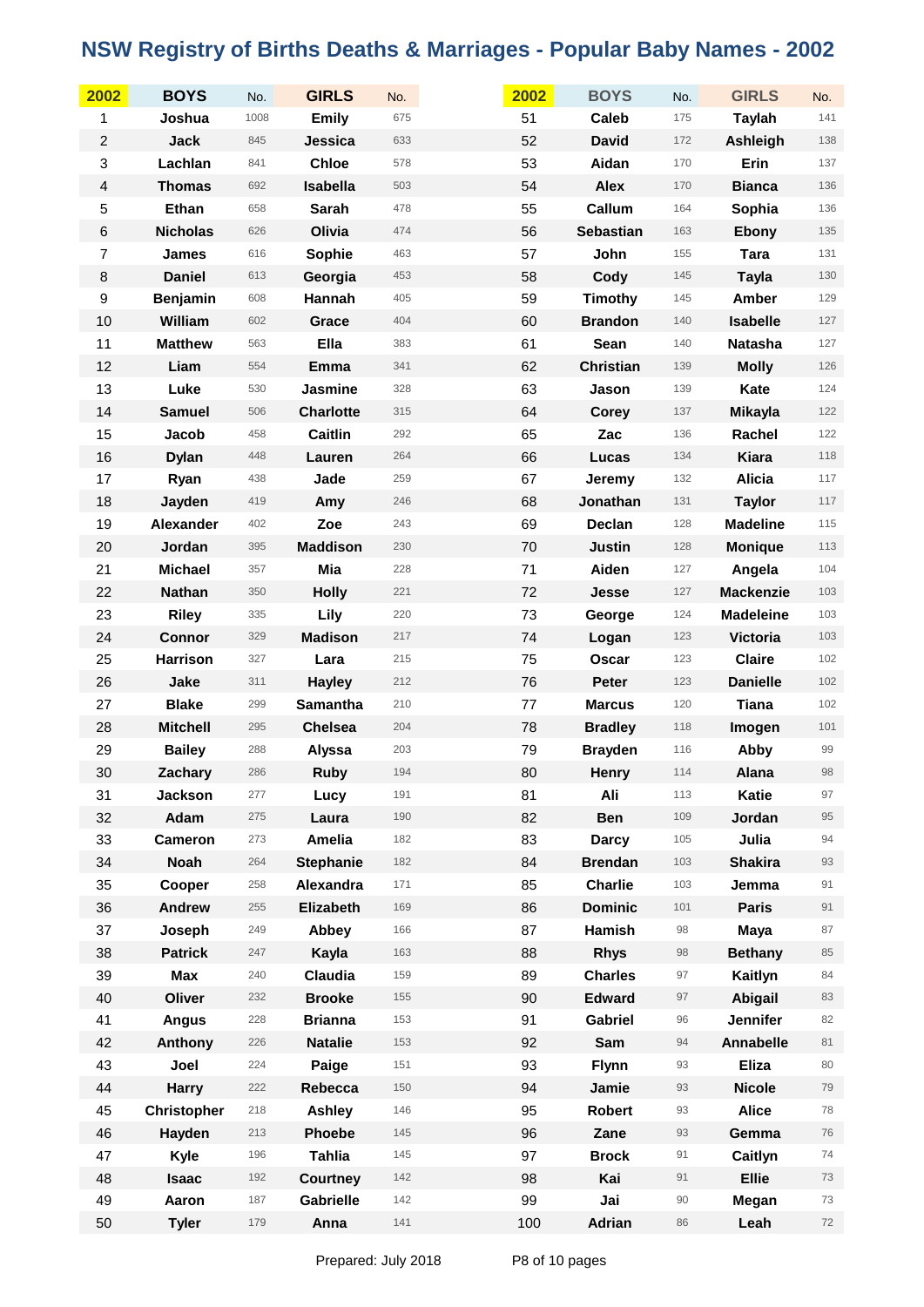# NSW Registry of Births Deaths & Marriages - Popular Baby Names - 2002

| 2002 | BOYS | No. | GIRLS | No. |
|---|---|---|---|---|
| 1 | Joshua | 1008 | Emily | 675 |
| 2 | Jack | 845 | Jessica | 633 |
| 3 | Lachlan | 841 | Chloe | 578 |
| 4 | Thomas | 692 | Isabella | 503 |
| 5 | Ethan | 658 | Sarah | 478 |
| 6 | Nicholas | 626 | Olivia | 474 |
| 7 | James | 616 | Sophie | 463 |
| 8 | Daniel | 613 | Georgia | 453 |
| 9 | Benjamin | 608 | Hannah | 405 |
| 10 | William | 602 | Grace | 404 |
| 11 | Matthew | 563 | Ella | 383 |
| 12 | Liam | 554 | Emma | 341 |
| 13 | Luke | 530 | Jasmine | 328 |
| 14 | Samuel | 506 | Charlotte | 315 |
| 15 | Jacob | 458 | Caitlin | 292 |
| 16 | Dylan | 448 | Lauren | 264 |
| 17 | Ryan | 438 | Jade | 259 |
| 18 | Jayden | 419 | Amy | 246 |
| 19 | Alexander | 402 | Zoe | 243 |
| 20 | Jordan | 395 | Maddison | 230 |
| 21 | Michael | 357 | Mia | 228 |
| 22 | Nathan | 350 | Holly | 221 |
| 23 | Riley | 335 | Lily | 220 |
| 24 | Connor | 329 | Madison | 217 |
| 25 | Harrison | 327 | Lara | 215 |
| 26 | Jake | 311 | Hayley | 212 |
| 27 | Blake | 299 | Samantha | 210 |
| 28 | Mitchell | 295 | Chelsea | 204 |
| 29 | Bailey | 288 | Alyssa | 203 |
| 30 | Zachary | 286 | Ruby | 194 |
| 31 | Jackson | 277 | Lucy | 191 |
| 32 | Adam | 275 | Laura | 190 |
| 33 | Cameron | 273 | Amelia | 182 |
| 34 | Noah | 264 | Stephanie | 182 |
| 35 | Cooper | 258 | Alexandra | 171 |
| 36 | Andrew | 255 | Elizabeth | 169 |
| 37 | Joseph | 249 | Abbey | 166 |
| 38 | Patrick | 247 | Kayla | 163 |
| 39 | Max | 240 | Claudia | 159 |
| 40 | Oliver | 232 | Brooke | 155 |
| 41 | Angus | 228 | Brianna | 153 |
| 42 | Anthony | 226 | Natalie | 153 |
| 43 | Joel | 224 | Paige | 151 |
| 44 | Harry | 222 | Rebecca | 150 |
| 45 | Christopher | 218 | Ashley | 146 |
| 46 | Hayden | 213 | Phoebe | 145 |
| 47 | Kyle | 196 | Tahlia | 145 |
| 48 | Isaac | 192 | Courtney | 142 |
| 49 | Aaron | 187 | Gabrielle | 142 |
| 50 | Tyler | 179 | Anna | 141 |
| 51 | Caleb | 175 | Taylah | 141 |
| 52 | David | 172 | Ashleigh | 138 |
| 53 | Aidan | 170 | Erin | 137 |
| 54 | Alex | 170 | Bianca | 136 |
| 55 | Callum | 164 | Sophia | 136 |
| 56 | Sebastian | 163 | Ebony | 135 |
| 57 | John | 155 | Tara | 131 |
| 58 | Cody | 145 | Tayla | 130 |
| 59 | Timothy | 145 | Amber | 129 |
| 60 | Brandon | 140 | Isabelle | 127 |
| 61 | Sean | 140 | Natasha | 127 |
| 62 | Christian | 139 | Molly | 126 |
| 63 | Jason | 139 | Kate | 124 |
| 64 | Corey | 137 | Mikayla | 122 |
| 65 | Zac | 136 | Rachel | 122 |
| 66 | Lucas | 134 | Kiara | 118 |
| 67 | Jeremy | 132 | Alicia | 117 |
| 68 | Jonathan | 131 | Taylor | 117 |
| 69 | Declan | 128 | Madeline | 115 |
| 70 | Justin | 128 | Monique | 113 |
| 71 | Aiden | 127 | Angela | 104 |
| 72 | Jesse | 127 | Mackenzie | 103 |
| 73 | George | 124 | Madeleine | 103 |
| 74 | Logan | 123 | Victoria | 103 |
| 75 | Oscar | 123 | Claire | 102 |
| 76 | Peter | 123 | Danielle | 102 |
| 77 | Marcus | 120 | Tiana | 102 |
| 78 | Bradley | 118 | Imogen | 101 |
| 79 | Brayden | 116 | Abby | 99 |
| 80 | Henry | 114 | Alana | 98 |
| 81 | Ali | 113 | Katie | 97 |
| 82 | Ben | 109 | Jordan | 95 |
| 83 | Darcy | 105 | Julia | 94 |
| 84 | Brendan | 103 | Shakira | 93 |
| 85 | Charlie | 103 | Jemma | 91 |
| 86 | Dominic | 101 | Paris | 91 |
| 87 | Hamish | 98 | Maya | 87 |
| 88 | Rhys | 98 | Bethany | 85 |
| 89 | Charles | 97 | Kaitlyn | 84 |
| 90 | Edward | 97 | Abigail | 83 |
| 91 | Gabriel | 96 | Jennifer | 82 |
| 92 | Sam | 94 | Annabelle | 81 |
| 93 | Flynn | 93 | Eliza | 80 |
| 94 | Jamie | 93 | Nicole | 79 |
| 95 | Robert | 93 | Alice | 78 |
| 96 | Zane | 93 | Gemma | 76 |
| 97 | Brock | 91 | Caitlyn | 74 |
| 98 | Kai | 91 | Ellie | 73 |
| 99 | Jai | 90 | Megan | 73 |
| 100 | Adrian | 86 | Leah | 72 |

Prepared: July 2018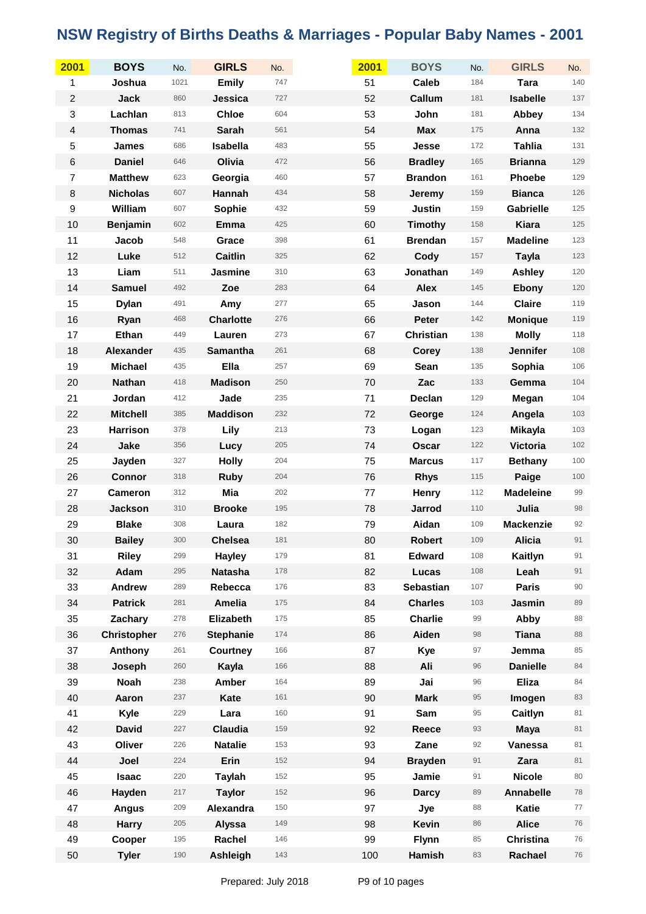# NSW Registry of Births Deaths & Marriages - Popular Baby Names - 2001

| 2001 | BOYS | No. | GIRLS | No. |
|---|---|---|---|---|
| 1 | Joshua | 1021 | Emily | 747 |
| 2 | Jack | 860 | Jessica | 727 |
| 3 | Lachlan | 813 | Chloe | 604 |
| 4 | Thomas | 741 | Sarah | 561 |
| 5 | James | 686 | Isabella | 483 |
| 6 | Daniel | 646 | Olivia | 472 |
| 7 | Matthew | 623 | Georgia | 460 |
| 8 | Nicholas | 607 | Hannah | 434 |
| 9 | William | 607 | Sophie | 432 |
| 10 | Benjamin | 602 | Emma | 425 |
| 11 | Jacob | 548 | Grace | 398 |
| 12 | Luke | 512 | Caitlin | 325 |
| 13 | Liam | 511 | Jasmine | 310 |
| 14 | Samuel | 492 | Zoe | 283 |
| 15 | Dylan | 491 | Amy | 277 |
| 16 | Ryan | 468 | Charlotte | 276 |
| 17 | Ethan | 449 | Lauren | 273 |
| 18 | Alexander | 435 | Samantha | 261 |
| 19 | Michael | 435 | Ella | 257 |
| 20 | Nathan | 418 | Madison | 250 |
| 21 | Jordan | 412 | Jade | 235 |
| 22 | Mitchell | 385 | Maddison | 232 |
| 23 | Harrison | 378 | Lily | 213 |
| 24 | Jake | 356 | Lucy | 205 |
| 25 | Jayden | 327 | Holly | 204 |
| 26 | Connor | 318 | Ruby | 204 |
| 27 | Cameron | 312 | Mia | 202 |
| 28 | Jackson | 310 | Brooke | 195 |
| 29 | Blake | 308 | Laura | 182 |
| 30 | Bailey | 300 | Chelsea | 181 |
| 31 | Riley | 299 | Hayley | 179 |
| 32 | Adam | 295 | Natasha | 178 |
| 33 | Andrew | 289 | Rebecca | 176 |
| 34 | Patrick | 281 | Amelia | 175 |
| 35 | Zachary | 278 | Elizabeth | 175 |
| 36 | Christopher | 276 | Stephanie | 174 |
| 37 | Anthony | 261 | Courtney | 166 |
| 38 | Joseph | 260 | Kayla | 166 |
| 39 | Noah | 238 | Amber | 164 |
| 40 | Aaron | 237 | Kate | 161 |
| 41 | Kyle | 229 | Lara | 160 |
| 42 | David | 227 | Claudia | 159 |
| 43 | Oliver | 226 | Natalie | 153 |
| 44 | Joel | 224 | Erin | 152 |
| 45 | Isaac | 220 | Taylah | 152 |
| 46 | Hayden | 217 | Taylor | 152 |
| 47 | Angus | 209 | Alexandra | 150 |
| 48 | Harry | 205 | Alyssa | 149 |
| 49 | Cooper | 195 | Rachel | 146 |
| 50 | Tyler | 190 | Ashleigh | 143 |
| 51 | Caleb | 184 | Tara | 140 |
| 52 | Callum | 181 | Isabelle | 137 |
| 53 | John | 181 | Abbey | 134 |
| 54 | Max | 175 | Anna | 132 |
| 55 | Jesse | 172 | Tahlia | 131 |
| 56 | Bradley | 165 | Brianna | 129 |
| 57 | Brandon | 161 | Phoebe | 129 |
| 58 | Jeremy | 159 | Bianca | 126 |
| 59 | Justin | 159 | Gabrielle | 125 |
| 60 | Timothy | 158 | Kiara | 125 |
| 61 | Brendan | 157 | Madeline | 123 |
| 62 | Cody | 157 | Tayla | 123 |
| 63 | Jonathan | 149 | Ashley | 120 |
| 64 | Alex | 145 | Ebony | 120 |
| 65 | Jason | 144 | Claire | 119 |
| 66 | Peter | 142 | Monique | 119 |
| 67 | Christian | 138 | Molly | 118 |
| 68 | Corey | 138 | Jennifer | 108 |
| 69 | Sean | 135 | Sophia | 106 |
| 70 | Zac | 133 | Gemma | 104 |
| 71 | Declan | 129 | Megan | 104 |
| 72 | George | 124 | Angela | 103 |
| 73 | Logan | 123 | Mikayla | 103 |
| 74 | Oscar | 122 | Victoria | 102 |
| 75 | Marcus | 117 | Bethany | 100 |
| 76 | Rhys | 115 | Paige | 100 |
| 77 | Henry | 112 | Madeleine | 99 |
| 78 | Jarrod | 110 | Julia | 98 |
| 79 | Aidan | 109 | Mackenzie | 92 |
| 80 | Robert | 109 | Alicia | 91 |
| 81 | Edward | 108 | Kaitlyn | 91 |
| 82 | Lucas | 108 | Leah | 91 |
| 83 | Sebastian | 107 | Paris | 90 |
| 84 | Charles | 103 | Jasmin | 89 |
| 85 | Charlie | 99 | Abby | 88 |
| 86 | Aiden | 98 | Tiana | 88 |
| 87 | Kye | 97 | Jemma | 85 |
| 88 | Ali | 96 | Danielle | 84 |
| 89 | Jai | 96 | Eliza | 84 |
| 90 | Mark | 95 | Imogen | 83 |
| 91 | Sam | 95 | Caitlyn | 81 |
| 92 | Reece | 93 | Maya | 81 |
| 93 | Zane | 92 | Vanessa | 81 |
| 94 | Brayden | 91 | Zara | 81 |
| 95 | Jamie | 91 | Nicole | 80 |
| 96 | Darcy | 89 | Annabelle | 78 |
| 97 | Jye | 88 | Katie | 77 |
| 98 | Kevin | 86 | Alice | 76 |
| 99 | Flynn | 85 | Christina | 76 |
| 100 | Hamish | 83 | Rachael | 76 |

Prepared: July 2018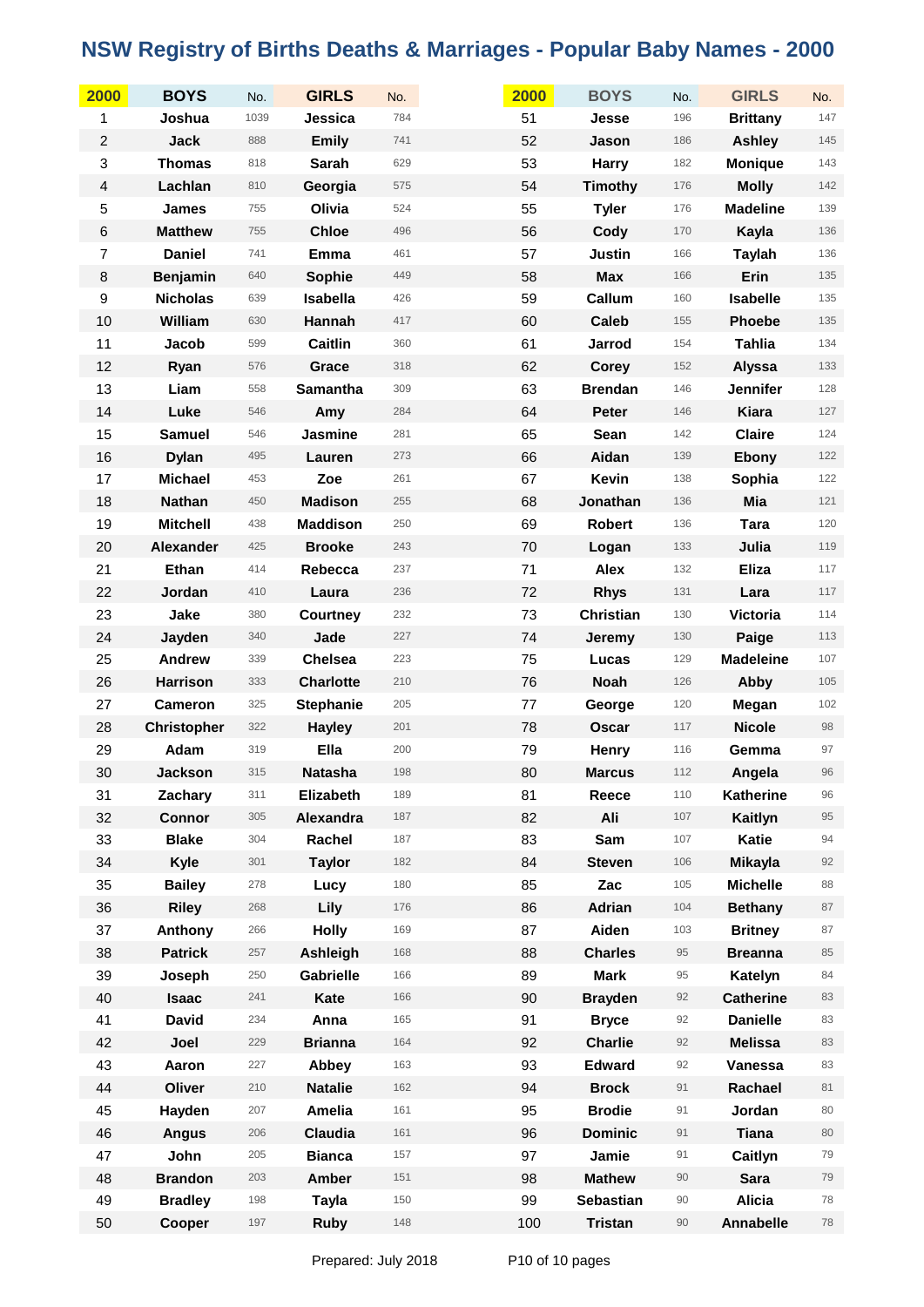# NSW Registry of Births Deaths & Marriages - Popular Baby Names - 2000

| 2000 | BOYS | No. | GIRLS | No. | 2000 | BOYS | No. | GIRLS | No. |
|---|---|---|---|---|---|---|---|---|---|
| 1 | Joshua | 1039 | Jessica | 784 | 51 | Jesse | 196 | Brittany | 147 |
| 2 | Jack | 888 | Emily | 741 | 52 | Jason | 186 | Ashley | 145 |
| 3 | Thomas | 818 | Sarah | 629 | 53 | Harry | 182 | Monique | 143 |
| 4 | Lachlan | 810 | Georgia | 575 | 54 | Timothy | 176 | Molly | 142 |
| 5 | James | 755 | Olivia | 524 | 55 | Tyler | 176 | Madeline | 139 |
| 6 | Matthew | 755 | Chloe | 496 | 56 | Cody | 170 | Kayla | 136 |
| 7 | Daniel | 741 | Emma | 461 | 57 | Justin | 166 | Taylah | 136 |
| 8 | Benjamin | 640 | Sophie | 449 | 58 | Max | 166 | Erin | 135 |
| 9 | Nicholas | 639 | Isabella | 426 | 59 | Callum | 160 | Isabelle | 135 |
| 10 | William | 630 | Hannah | 417 | 60 | Caleb | 155 | Phoebe | 135 |
| 11 | Jacob | 599 | Caitlin | 360 | 61 | Jarrod | 154 | Tahlia | 134 |
| 12 | Ryan | 576 | Grace | 318 | 62 | Corey | 152 | Alyssa | 133 |
| 13 | Liam | 558 | Samantha | 309 | 63 | Brendan | 146 | Jennifer | 128 |
| 14 | Luke | 546 | Amy | 284 | 64 | Peter | 146 | Kiara | 127 |
| 15 | Samuel | 546 | Jasmine | 281 | 65 | Sean | 142 | Claire | 124 |
| 16 | Dylan | 495 | Lauren | 273 | 66 | Aidan | 139 | Ebony | 122 |
| 17 | Michael | 453 | Zoe | 261 | 67 | Kevin | 138 | Sophia | 122 |
| 18 | Nathan | 450 | Madison | 255 | 68 | Jonathan | 136 | Mia | 121 |
| 19 | Mitchell | 438 | Maddison | 250 | 69 | Robert | 136 | Tara | 120 |
| 20 | Alexander | 425 | Brooke | 243 | 70 | Logan | 133 | Julia | 119 |
| 21 | Ethan | 414 | Rebecca | 237 | 71 | Alex | 132 | Eliza | 117 |
| 22 | Jordan | 410 | Laura | 236 | 72 | Rhys | 131 | Lara | 117 |
| 23 | Jake | 380 | Courtney | 232 | 73 | Christian | 130 | Victoria | 114 |
| 24 | Jayden | 340 | Jade | 227 | 74 | Jeremy | 130 | Paige | 113 |
| 25 | Andrew | 339 | Chelsea | 223 | 75 | Lucas | 129 | Madeleine | 107 |
| 26 | Harrison | 333 | Charlotte | 210 | 76 | Noah | 126 | Abby | 105 |
| 27 | Cameron | 325 | Stephanie | 205 | 77 | George | 120 | Megan | 102 |
| 28 | Christopher | 322 | Hayley | 201 | 78 | Oscar | 117 | Nicole | 98 |
| 29 | Adam | 319 | Ella | 200 | 79 | Henry | 116 | Gemma | 97 |
| 30 | Jackson | 315 | Natasha | 198 | 80 | Marcus | 112 | Angela | 96 |
| 31 | Zachary | 311 | Elizabeth | 189 | 81 | Reece | 110 | Katherine | 96 |
| 32 | Connor | 305 | Alexandra | 187 | 82 | Ali | 107 | Kaitlyn | 95 |
| 33 | Blake | 304 | Rachel | 187 | 83 | Sam | 107 | Katie | 94 |
| 34 | Kyle | 301 | Taylor | 182 | 84 | Steven | 106 | Mikayla | 92 |
| 35 | Bailey | 278 | Lucy | 180 | 85 | Zac | 105 | Michelle | 88 |
| 36 | Riley | 268 | Lily | 176 | 86 | Adrian | 104 | Bethany | 87 |
| 37 | Anthony | 266 | Holly | 169 | 87 | Aiden | 103 | Britney | 87 |
| 38 | Patrick | 257 | Ashleigh | 168 | 88 | Charles | 95 | Breanna | 85 |
| 39 | Joseph | 250 | Gabrielle | 166 | 89 | Mark | 95 | Katelyn | 84 |
| 40 | Isaac | 241 | Kate | 166 | 90 | Brayden | 92 | Catherine | 83 |
| 41 | David | 234 | Anna | 165 | 91 | Bryce | 92 | Danielle | 83 |
| 42 | Joel | 229 | Brianna | 164 | 92 | Charlie | 92 | Melissa | 83 |
| 43 | Aaron | 227 | Abbey | 163 | 93 | Edward | 92 | Vanessa | 83 |
| 44 | Oliver | 210 | Natalie | 162 | 94 | Brock | 91 | Rachael | 81 |
| 45 | Hayden | 207 | Amelia | 161 | 95 | Brodie | 91 | Jordan | 80 |
| 46 | Angus | 206 | Claudia | 161 | 96 | Dominic | 91 | Tiana | 80 |
| 47 | John | 205 | Bianca | 157 | 97 | Jamie | 91 | Caitlyn | 79 |
| 48 | Brandon | 203 | Amber | 151 | 98 | Mathew | 90 | Sara | 79 |
| 49 | Bradley | 198 | Tayla | 150 | 99 | Sebastian | 90 | Alicia | 78 |
| 50 | Cooper | 197 | Ruby | 148 | 100 | Tristan | 90 | Annabelle | 78 |

Prepared: July 2018